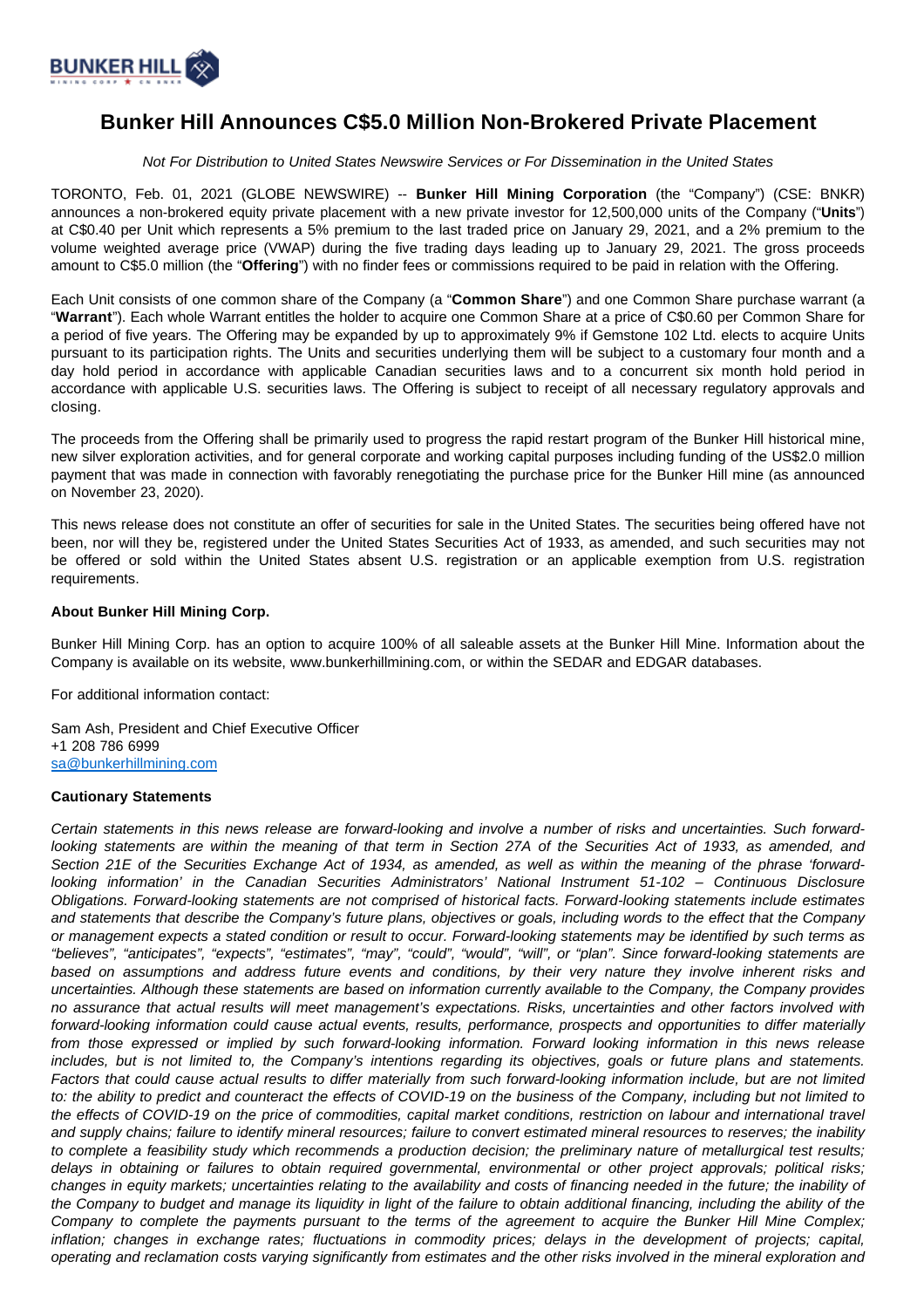# Bunker Hill Announces C$5.0 Million Non-Brokered Private Placement

*Not For Distribution to United States Newswire Services or For Dissemination in the United States*

TORONTO, Feb. 01, 2021 (GLOBE NEWSWIRE) -- **Bunker Hill Mining Corporation** (the "Company") (CSE: BNKR) announces a non-brokered equity private placement with a new private investor for 12,500,000 units of the Company ("**Units**") at C$0.40 per Unit which represents a 5% premium to the last traded price on January 29, 2021, and a 2% premium to the volume weighted average price (VWAP) during the five trading days leading up to January 29, 2021. The gross proceeds amount to C$5.0 million (the "**Offering**") with no finder fees or commissions required to be paid in relation with the Offering.

Each Unit consists of one common share of the Company (a "**Common Share**") and one Common Share purchase warrant (a "**Warrant**"). Each whole Warrant entitles the holder to acquire one Common Share at a price of C$0.60 per Common Share for a period of five years. The Offering may be expanded by up to approximately 9% if Gemstone 102 Ltd. elects to acquire Units pursuant to its participation rights. The Units and securities underlying them will be subject to a customary four month and a day hold period in accordance with applicable Canadian securities laws and to a concurrent six month hold period in accordance with applicable U.S. securities laws. The Offering is subject to receipt of all necessary regulatory approvals and closing.

The proceeds from the Offering shall be primarily used to progress the rapid restart program of the Bunker Hill historical mine, new silver exploration activities, and for general corporate and working capital purposes including funding of the US$2.0 million payment that was made in connection with favorably renegotiating the purchase price for the Bunker Hill mine (as announced on November 23, 2020).

This news release does not constitute an offer of securities for sale in the United States. The securities being offered have not been, nor will they be, registered under the United States Securities Act of 1933, as amended, and such securities may not be offered or sold within the United States absent U.S. registration or an applicable exemption from U.S. registration requirements.

**About Bunker Hill Mining Corp.**

Bunker Hill Mining Corp. has an option to acquire 100% of all saleable assets at the Bunker Hill Mine. Information about the Company is available on its website, www.bunkerhillmining.com, or within the SEDAR and EDGAR databases.

For additional information contact:

Sam Ash, President and Chief Executive Officer
+1 208 786 6999
sa@bunkerhillmining.com

**Cautionary Statements**

*Certain statements in this news release are forward-looking and involve a number of risks and uncertainties. Such forward-looking statements are within the meaning of that term in Section 27A of the Securities Act of 1933, as amended, and Section 21E of the Securities Exchange Act of 1934, as amended, as well as within the meaning of the phrase 'forward-looking information' in the Canadian Securities Administrators' National Instrument 51-102 – Continuous Disclosure Obligations. Forward-looking statements are not comprised of historical facts. Forward-looking statements include estimates and statements that describe the Company's future plans, objectives or goals, including words to the effect that the Company or management expects a stated condition or result to occur. Forward-looking statements may be identified by such terms as "believes", "anticipates", "expects", "estimates", "may", "could", "would", "will", or "plan". Since forward-looking statements are based on assumptions and address future events and conditions, by their very nature they involve inherent risks and uncertainties. Although these statements are based on information currently available to the Company, the Company provides no assurance that actual results will meet management's expectations. Risks, uncertainties and other factors involved with forward-looking information could cause actual events, results, performance, prospects and opportunities to differ materially from those expressed or implied by such forward-looking information. Forward looking information in this news release includes, but is not limited to, the Company's intentions regarding its objectives, goals or future plans and statements. Factors that could cause actual results to differ materially from such forward-looking information include, but are not limited to: the ability to predict and counteract the effects of COVID-19 on the business of the Company, including but not limited to the effects of COVID-19 on the price of commodities, capital market conditions, restriction on labour and international travel and supply chains; failure to identify mineral resources; failure to convert estimated mineral resources to reserves; the inability to complete a feasibility study which recommends a production decision; the preliminary nature of metallurgical test results; delays in obtaining or failures to obtain required governmental, environmental or other project approvals; political risks; changes in equity markets; uncertainties relating to the availability and costs of financing needed in the future; the inability of the Company to budget and manage its liquidity in light of the failure to obtain additional financing, including the ability of the Company to complete the payments pursuant to the terms of the agreement to acquire the Bunker Hill Mine Complex; inflation; changes in exchange rates; fluctuations in commodity prices; delays in the development of projects; capital, operating and reclamation costs varying significantly from estimates and the other risks involved in the mineral exploration and*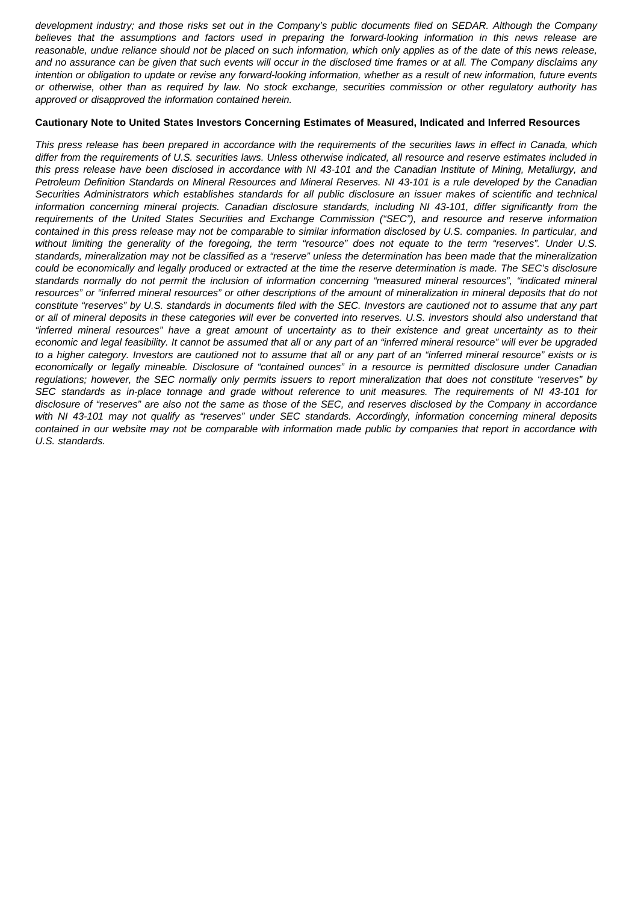*development industry; and those risks set out in the Company's public documents filed on SEDAR. Although the Company believes that the assumptions and factors used in preparing the forward-looking information in this news release are reasonable, undue reliance should not be placed on such information, which only applies as of the date of this news release, and no assurance can be given that such events will occur in the disclosed time frames or at all. The Company disclaims any intention or obligation to update or revise any forward-looking information, whether as a result of new information, future events or otherwise, other than as required by law. No stock exchange, securities commission or other regulatory authority has approved or disapproved the information contained herein.*

**Cautionary Note to United States Investors Concerning Estimates of Measured, Indicated and Inferred Resources**

*This press release has been prepared in accordance with the requirements of the securities laws in effect in Canada, which differ from the requirements of U.S. securities laws. Unless otherwise indicated, all resource and reserve estimates included in this press release have been disclosed in accordance with NI 43-101 and the Canadian Institute of Mining, Metallurgy, and Petroleum Definition Standards on Mineral Resources and Mineral Reserves. NI 43-101 is a rule developed by the Canadian Securities Administrators which establishes standards for all public disclosure an issuer makes of scientific and technical information concerning mineral projects. Canadian disclosure standards, including NI 43-101, differ significantly from the requirements of the United States Securities and Exchange Commission ("SEC"), and resource and reserve information contained in this press release may not be comparable to similar information disclosed by U.S. companies. In particular, and without limiting the generality of the foregoing, the term "resource" does not equate to the term "reserves". Under U.S. standards, mineralization may not be classified as a "reserve" unless the determination has been made that the mineralization could be economically and legally produced or extracted at the time the reserve determination is made. The SEC's disclosure standards normally do not permit the inclusion of information concerning "measured mineral resources", "indicated mineral resources" or "inferred mineral resources" or other descriptions of the amount of mineralization in mineral deposits that do not constitute "reserves" by U.S. standards in documents filed with the SEC. Investors are cautioned not to assume that any part or all of mineral deposits in these categories will ever be converted into reserves. U.S. investors should also understand that "inferred mineral resources" have a great amount of uncertainty as to their existence and great uncertainty as to their economic and legal feasibility. It cannot be assumed that all or any part of an "inferred mineral resource" will ever be upgraded to a higher category. Investors are cautioned not to assume that all or any part of an "inferred mineral resource" exists or is economically or legally mineable. Disclosure of "contained ounces" in a resource is permitted disclosure under Canadian regulations; however, the SEC normally only permits issuers to report mineralization that does not constitute "reserves" by SEC standards as in-place tonnage and grade without reference to unit measures. The requirements of NI 43-101 for disclosure of "reserves" are also not the same as those of the SEC, and reserves disclosed by the Company in accordance with NI 43-101 may not qualify as "reserves" under SEC standards. Accordingly, information concerning mineral deposits contained in our website may not be comparable with information made public by companies that report in accordance with U.S. standards.*